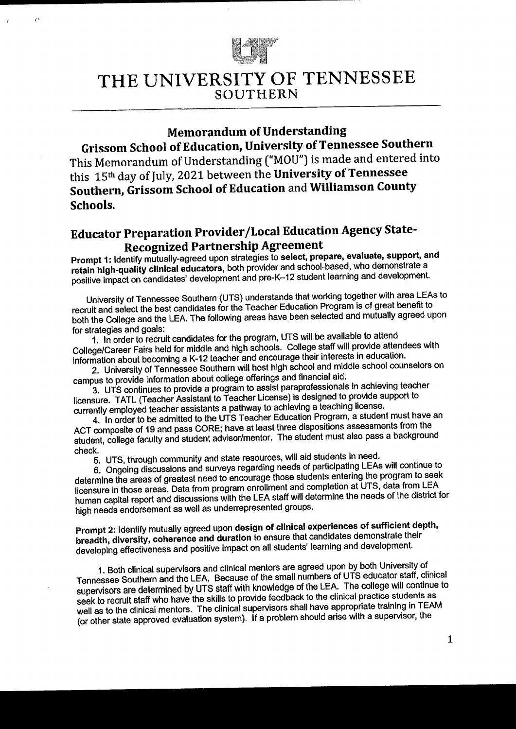# THE UNIVERSITY OF TENNESSEE
## SOUTHERN

## Memorandum of Understanding

## Grissom School of Education, University of Tennessee Southern

This Memorandum of Understanding ("MOU") is made and entered into this 15th day of July, 2021 between the **University of Tennessee Southern, Grissom School of Education** and **Williamson County Schools.**

## Educator Preparation Provider/Local Education Agency State-Recognized Partnership Agreement

**Prompt 1:** Identify mutually-agreed upon strategies to **select, prepare, evaluate, support, and retain high-quality clinical educators**, both provider and school-based, who demonstrate a positive impact on candidates' development and pre-K–12 student learning and development.

University of Tennessee Southern (UTS) understands that working together with area LEAs to recruit and select the best candidates for the Teacher Education Program is of great benefit to both the College and the LEA. The following areas have been selected and mutually agreed upon for strategies and goals:

1. In order to recruit candidates for the program, UTS will be available to attend College/Career Fairs held for middle and high schools. College staff will provide attendees with information about becoming a K-12 teacher and encourage their interests in education.
2. University of Tennessee Southern will host high school and middle school counselors on campus to provide information about college offerings and financial aid.
3. UTS continues to provide a program to assist paraprofessionals in achieving teacher licensure. TATL (Teacher Assistant to Teacher License) is designed to provide support to currently employed teacher assistants a pathway to achieving a teaching license.
4. In order to be admitted to the UTS Teacher Education Program, a student must have an ACT composite of 19 and pass CORE; have at least three dispositions assessments from the student, college faculty and student advisor/mentor. The student must also pass a background check.
5. UTS, through community and state resources, will aid students in need.
6. Ongoing discussions and surveys regarding needs of participating LEAs will continue to determine the areas of greatest need to encourage those students entering the program to seek licensure in those areas. Data from program enrollment and completion at UTS, data from LEA human capital report and discussions with the LEA staff will determine the needs of the district for high needs endorsement as well as underrepresented groups.

**Prompt 2:** Identify mutually agreed upon **design of clinical experiences of sufficient depth, breadth, diversity, coherence and duration** to ensure that candidates demonstrate their developing effectiveness and positive impact on all students' learning and development.

1. Both clinical supervisors and clinical mentors are agreed upon by both University of Tennessee Southern and the LEA. Because of the small numbers of UTS educator staff, clinical supervisors are determined by UTS staff with knowledge of the LEA. The college will continue to seek to recruit staff who have the skills to provide feedback to the clinical practice students as well as to the clinical mentors. The clinical supervisors shall have appropriate training in TEAM (or other state approved evaluation system). If a problem should arise with a supervisor, the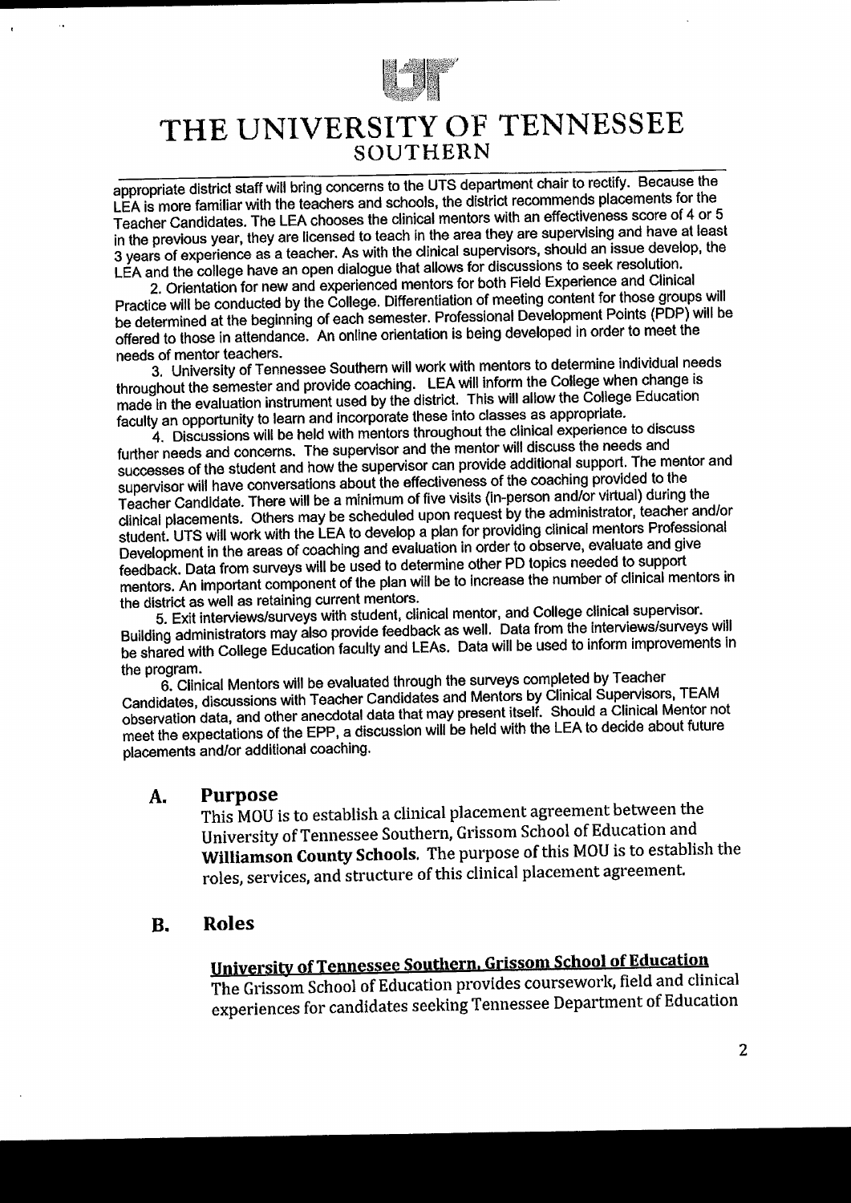appropriate district staff will bring concerns to the UTS department chair to rectify. Because the LEA is more familiar with the teachers and schools, the district recommends placements for the Teacher Candidates. The LEA chooses the clinical mentors with an effectiveness score of 4 or 5 in the previous year, they are licensed to teach in the area they are supervising and have at least 3 years of experience as a teacher. As with the clinical supervisors, should an issue develop, the LEA and the college have an open dialogue that allows for discussions to seek resolution.

2. Orientation for new and experienced mentors for both Field Experience and Clinical Practice will be conducted by the College. Differentiation of meeting content for those groups will be determined at the beginning of each semester. Professional Development Points (PDP) will be offered to those in attendance. An online orientation is being developed in order to meet the needs of mentor teachers.

3. University of Tennessee Southern will work with mentors to determine individual needs throughout the semester and provide coaching. LEA will inform the College when change is made in the evaluation instrument used by the district. This will allow the College Education faculty an opportunity to learn and incorporate these into classes as appropriate.

4. Discussions will be held with mentors throughout the clinical experience to discuss further needs and concerns. The supervisor and the mentor will discuss the needs and successes of the student and how the supervisor can provide additional support. The mentor and supervisor will have conversations about the effectiveness of the coaching provided to the Teacher Candidate. There will be a minimum of five visits (in-person and/or virtual) during the clinical placements. Others may be scheduled upon request by the administrator, teacher and/or student. UTS will work with the LEA to develop a plan for providing clinical mentors Professional Development in the areas of coaching and evaluation in order to observe, evaluate and give feedback. Data from surveys will be used to determine other PD topics needed to support mentors. An important component of the plan will be to increase the number of clinical mentors in the district as well as retaining current mentors.

5. Exit interviews/surveys with student, clinical mentor, and College clinical supervisor. Building administrators may also provide feedback as well. Data from the interviews/surveys will be shared with College Education faculty and LEAs. Data will be used to inform improvements in the program.

6. Clinical Mentors will be evaluated through the surveys completed by Teacher Candidates, discussions with Teacher Candidates and Mentors by Clinical Supervisors, TEAM observation data, and other anecdotal data that may present itself. Should a Clinical Mentor not meet the expectations of the EPP, a discussion will be held with the LEA to decide about future placements and/or additional coaching.

## A. Purpose

This MOU is to establish a clinical placement agreement between the University of Tennessee Southern, Grissom School of Education and **Williamson County Schools**. The purpose of this MOU is to establish the roles, services, and structure of this clinical placement agreement.

## B. Roles

### University of Tennessee Southern, Grissom School of Education

The Grissom School of Education provides coursework, field and clinical experiences for candidates seeking Tennessee Department of Education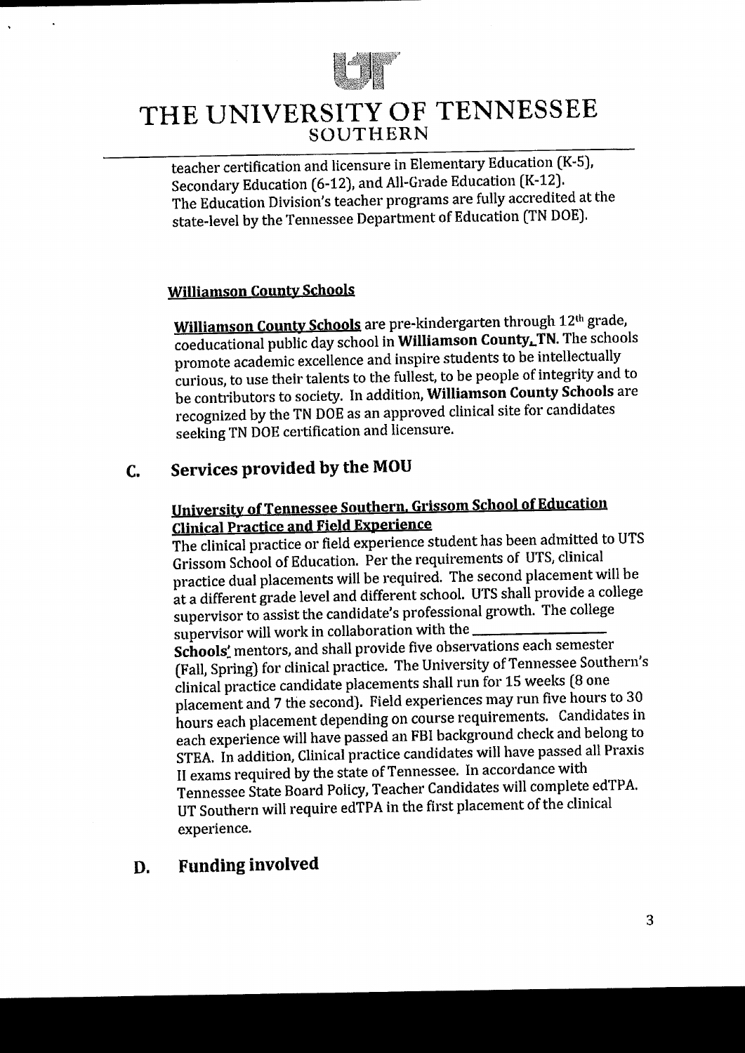teacher certification and licensure in Elementary Education (K-5), Secondary Education (6-12), and All-Grade Education (K-12). The Education Division's teacher programs are fully accredited at the state-level by the Tennessee Department of Education (TN DOE).

**Williamson County Schools**

**Williamson County Schools** are pre-kindergarten through 12th grade, coeducational public day school in **Williamson County, TN**. The schools promote academic excellence and inspire students to be intellectually curious, to use their talents to the fullest, to be people of integrity and to be contributors to society. In addition, **Williamson County Schools** are recognized by the TN DOE as an approved clinical site for candidates seeking TN DOE certification and licensure.

## C. Services provided by the MOU

**University of Tennessee Southern, Grissom School of Education Clinical Practice and Field Experience**

The clinical practice or field experience student has been admitted to UTS Grissom School of Education. Per the requirements of UTS, clinical practice dual placements will be required. The second placement will be at a different grade level and different school. UTS shall provide a college supervisor to assist the candidate's professional growth. The college supervisor will work in collaboration with the ________________ **Schools'** mentors, and shall provide five observations each semester (Fall, Spring) for clinical practice. The University of Tennessee Southern's clinical practice candidate placements shall run for 15 weeks (8 one placement and 7 the second). Field experiences may run five hours to 30 hours each placement depending on course requirements. Candidates in each experience will have passed an FBI background check and belong to STEA. In addition, Clinical practice candidates will have passed all Praxis II exams required by the state of Tennessee. In accordance with Tennessee State Board Policy, Teacher Candidates will complete edTPA. UT Southern will require edTPA in the first placement of the clinical experience.

## D. Funding involved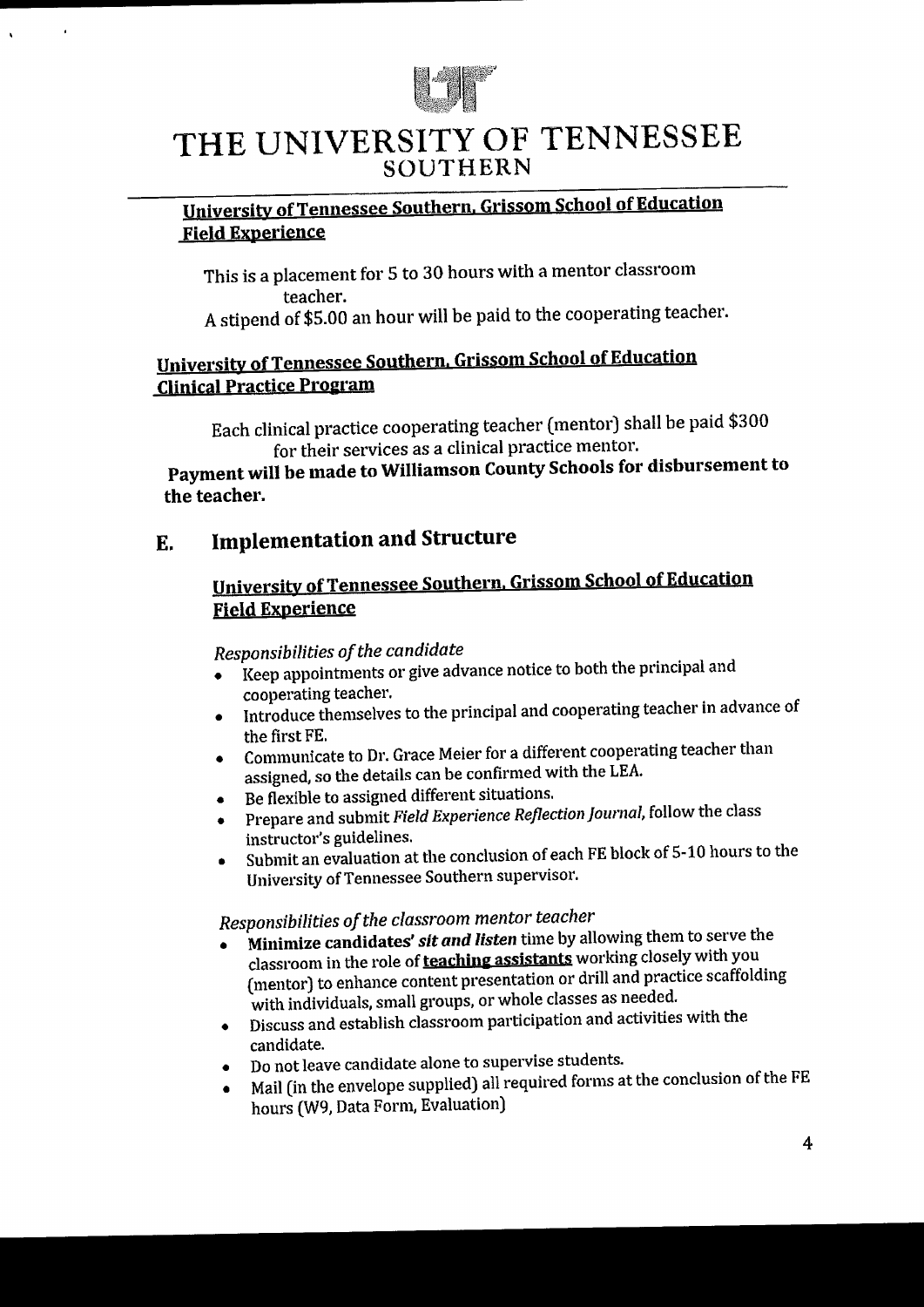# THE UNIVERSITY OF TENNESSEE
## SOUTHERN

### University of Tennessee Southern, Grissom School of Education Field Experience

This is a placement for 5 to 30 hours with a mentor classroom teacher.

A stipend of $5.00 an hour will be paid to the cooperating teacher.

### University of Tennessee Southern, Grissom School of Education Clinical Practice Program

Each clinical practice cooperating teacher (mentor) shall be paid $300 for their services as a clinical practice mentor.

**Payment will be made to Williamson County Schools for disbursement to the teacher.**

## E. Implementation and Structure

### University of Tennessee Southern, Grissom School of Education Field Experience

*Responsibilities of the candidate*

- Keep appointments or give advance notice to both the principal and cooperating teacher.
- Introduce themselves to the principal and cooperating teacher in advance of the first FE.
- Communicate to Dr. Grace Meier for a different cooperating teacher than assigned, so the details can be confirmed with the LEA.
- Be flexible to assigned different situations.
- Prepare and submit *Field Experience Reflection Journal*, follow the class instructor's guidelines.
- Submit an evaluation at the conclusion of each FE block of 5-10 hours to the University of Tennessee Southern supervisor.

*Responsibilities of the classroom mentor teacher*

- **Minimize candidates' *sit and listen* time by allowing them to serve the** classroom in the role of **teaching assistants** working closely with you (mentor) to enhance content presentation or drill and practice scaffolding with individuals, small groups, or whole classes as needed.
- Discuss and establish classroom participation and activities with the candidate.
- Do not leave candidate alone to supervise students.
- Mail (in the envelope supplied) all required forms at the conclusion of the FE hours (W9, Data Form, Evaluation)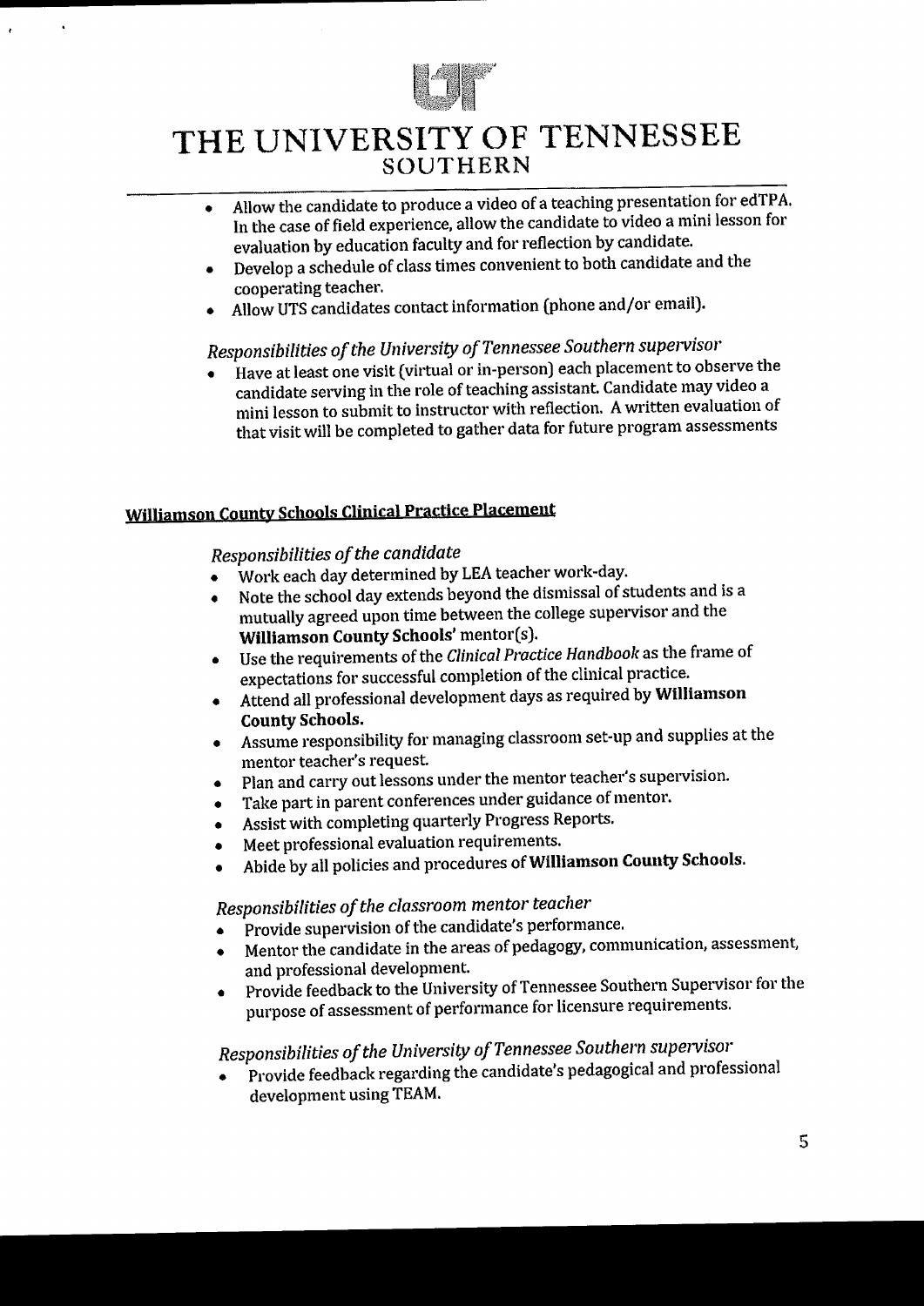- Allow the candidate to produce a video of a teaching presentation for edTPA. In the case of field experience, allow the candidate to video a mini lesson for evaluation by education faculty and for reflection by candidate.
- Develop a schedule of class times convenient to both candidate and the cooperating teacher.
- Allow UTS candidates contact information (phone and/or email).

*Responsibilities of the University of Tennessee Southern supervisor*

- Have at least one visit (virtual or in-person) each placement to observe the candidate serving in the role of teaching assistant. Candidate may video a mini lesson to submit to instructor with reflection. A written evaluation of that visit will be completed to gather data for future program assessments

## Williamson County Schools Clinical Practice Placement

*Responsibilities of the candidate*

- Work each day determined by LEA teacher work-day.
- Note the school day extends beyond the dismissal of students and is a mutually agreed upon time between the college supervisor and the **Williamson County Schools'** mentor(s).
- Use the requirements of the *Clinical Practice Handbook* as the frame of expectations for successful completion of the clinical practice.
- Attend all professional development days as required by **Williamson County Schools.**
- Assume responsibility for managing classroom set-up and supplies at the mentor teacher's request.
- Plan and carry out lessons under the mentor teacher's supervision.
- Take part in parent conferences under guidance of mentor.
- Assist with completing quarterly Progress Reports.
- Meet professional evaluation requirements.
- Abide by all policies and procedures of **Williamson County Schools.**

*Responsibilities of the classroom mentor teacher*

- Provide supervision of the candidate's performance.
- Mentor the candidate in the areas of pedagogy, communication, assessment, and professional development.
- Provide feedback to the University of Tennessee Southern Supervisor for the purpose of assessment of performance for licensure requirements.

*Responsibilities of the University of Tennessee Southern supervisor*

- Provide feedback regarding the candidate's pedagogical and professional development using TEAM.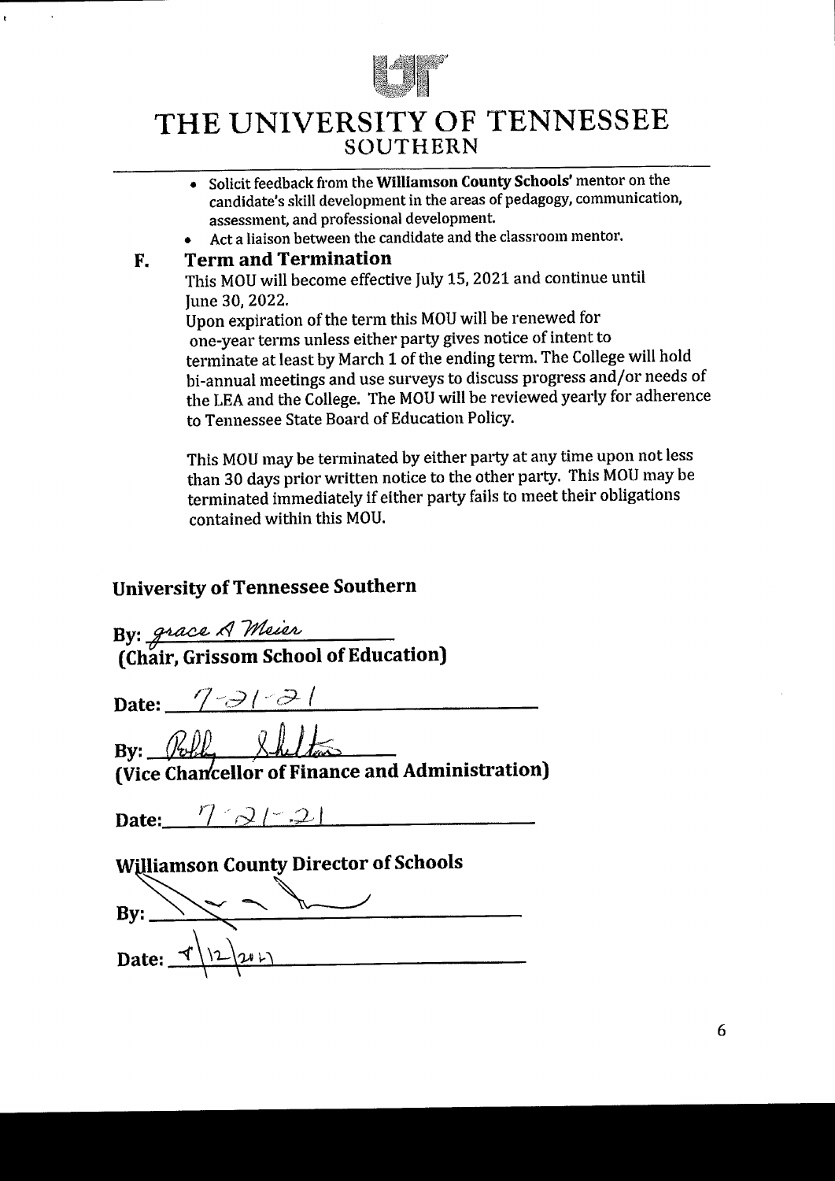- Solicit feedback from the **Williamson County Schools'** mentor on the candidate's skill development in the areas of pedagogy, communication, assessment, and professional development.
- Act a liaison between the candidate and the classroom mentor.

## F. Term and Termination

This MOU will become effective July 15, 2021 and continue until June 30, 2022.

Upon expiration of the term this MOU will be renewed for one-year terms unless either party gives notice of intent to terminate at least by March 1 of the ending term. The College will hold bi-annual meetings and use surveys to discuss progress and/or needs of the LEA and the College. The MOU will be reviewed yearly for adherence to Tennessee State Board of Education Policy.

This MOU may be terminated by either party at any time upon not less than 30 days prior written notice to the other party. This MOU may be terminated immediately if either party fails to meet their obligations contained within this MOU.

### University of Tennessee Southern

**By:** *grace A Meier*
**(Chair, Grissom School of Education)**

**Date:** 7-21-21

**By:** *Bobby Shelton*
**(Vice Chancellor of Finance and Administration)**

**Date:** 7-21-21

### Williamson County Director of Schools

**By:** [signature]

**Date:** 8/12/2021